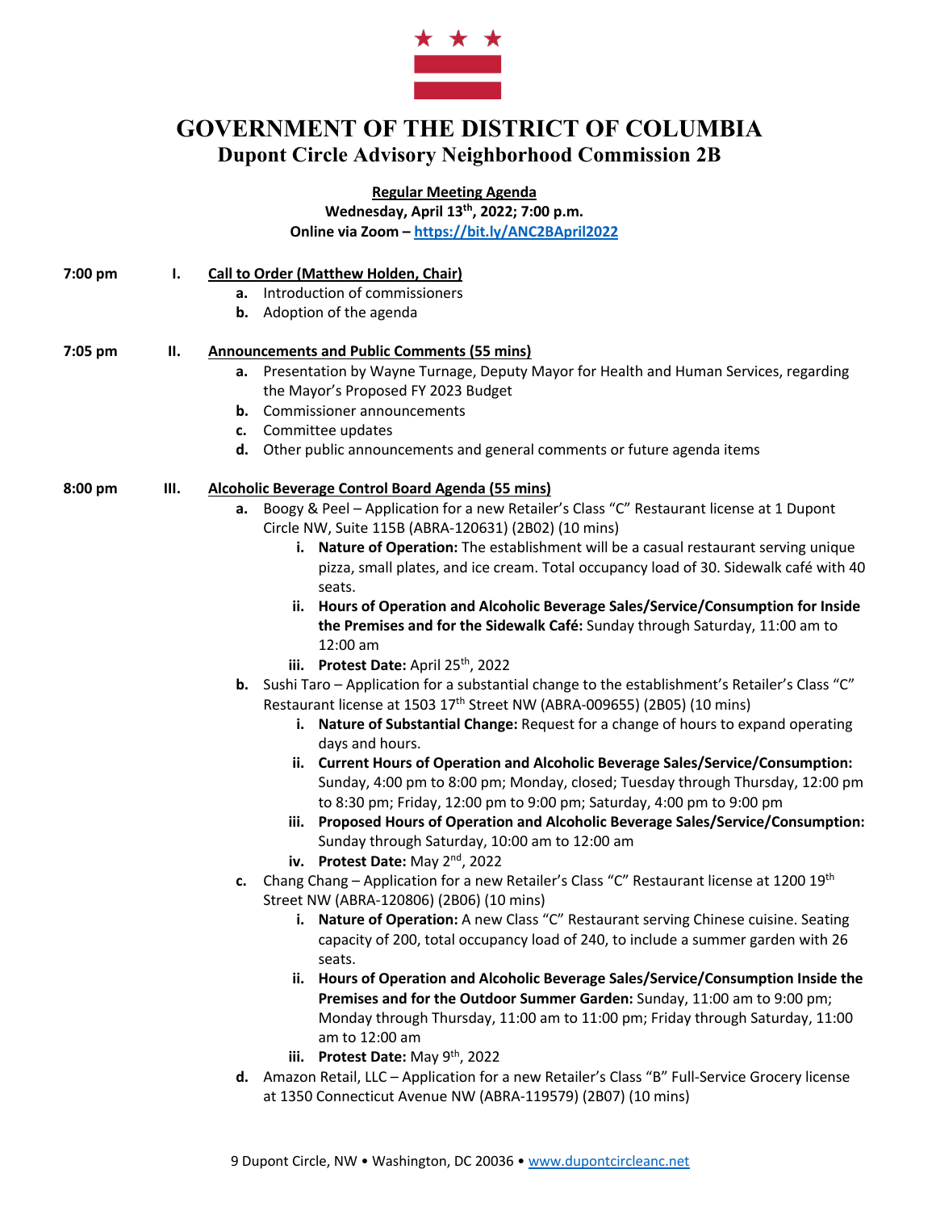# GOVERNMENT OF THE DISTRICT OF COLUMBIA

## Dupont Circle Advisory Neighborhood Commission 2B

**Regular Meeting Agenda**
**Wednesday, April 13th, 2022; 7:00 p.m.**
**Online via Zoom – https://bit.ly/ANC2BApril2022**

**7:00 pm** **I. Call to Order (Matthew Holden, Chair)**

- **a.** Introduction of commissioners
- **b.** Adoption of the agenda

**7:05 pm** **II. Announcements and Public Comments (55 mins)**

- **a.** Presentation by Wayne Turnage, Deputy Mayor for Health and Human Services, regarding the Mayor's Proposed FY 2023 Budget
- **b.** Commissioner announcements
- **c.** Committee updates
- **d.** Other public announcements and general comments or future agenda items

**8:00 pm** **III. Alcoholic Beverage Control Board Agenda (55 mins)**

- **a.** Boogy & Peel – Application for a new Retailer's Class "C" Restaurant license at 1 Dupont Circle NW, Suite 115B (ABRA-120631) (2B02) (10 mins)
  - **i. Nature of Operation:** The establishment will be a casual restaurant serving unique pizza, small plates, and ice cream. Total occupancy load of 30. Sidewalk café with 40 seats.
  - **ii. Hours of Operation and Alcoholic Beverage Sales/Service/Consumption for Inside the Premises and for the Sidewalk Café:** Sunday through Saturday, 11:00 am to 12:00 am
  - **iii. Protest Date:** April 25th, 2022
- **b.** Sushi Taro – Application for a substantial change to the establishment's Retailer's Class "C" Restaurant license at 1503 17th Street NW (ABRA-009655) (2B05) (10 mins)
  - **i. Nature of Substantial Change:** Request for a change of hours to expand operating days and hours.
  - **ii. Current Hours of Operation and Alcoholic Beverage Sales/Service/Consumption:** Sunday, 4:00 pm to 8:00 pm; Monday, closed; Tuesday through Thursday, 12:00 pm to 8:30 pm; Friday, 12:00 pm to 9:00 pm; Saturday, 4:00 pm to 9:00 pm
  - **iii. Proposed Hours of Operation and Alcoholic Beverage Sales/Service/Consumption:** Sunday through Saturday, 10:00 am to 12:00 am
  - **iv. Protest Date:** May 2nd, 2022
- **c.** Chang Chang – Application for a new Retailer's Class "C" Restaurant license at 1200 19th Street NW (ABRA-120806) (2B06) (10 mins)
  - **i. Nature of Operation:** A new Class "C" Restaurant serving Chinese cuisine. Seating capacity of 200, total occupancy load of 240, to include a summer garden with 26 seats.
  - **ii. Hours of Operation and Alcoholic Beverage Sales/Service/Consumption Inside the Premises and for the Outdoor Summer Garden:** Sunday, 11:00 am to 9:00 pm; Monday through Thursday, 11:00 am to 11:00 pm; Friday through Saturday, 11:00 am to 12:00 am
  - **iii. Protest Date:** May 9th, 2022
- **d.** Amazon Retail, LLC – Application for a new Retailer's Class "B" Full-Service Grocery license at 1350 Connecticut Avenue NW (ABRA-119579) (2B07) (10 mins)

9 Dupont Circle, NW • Washington, DC 20036 • www.dupontcircleanc.net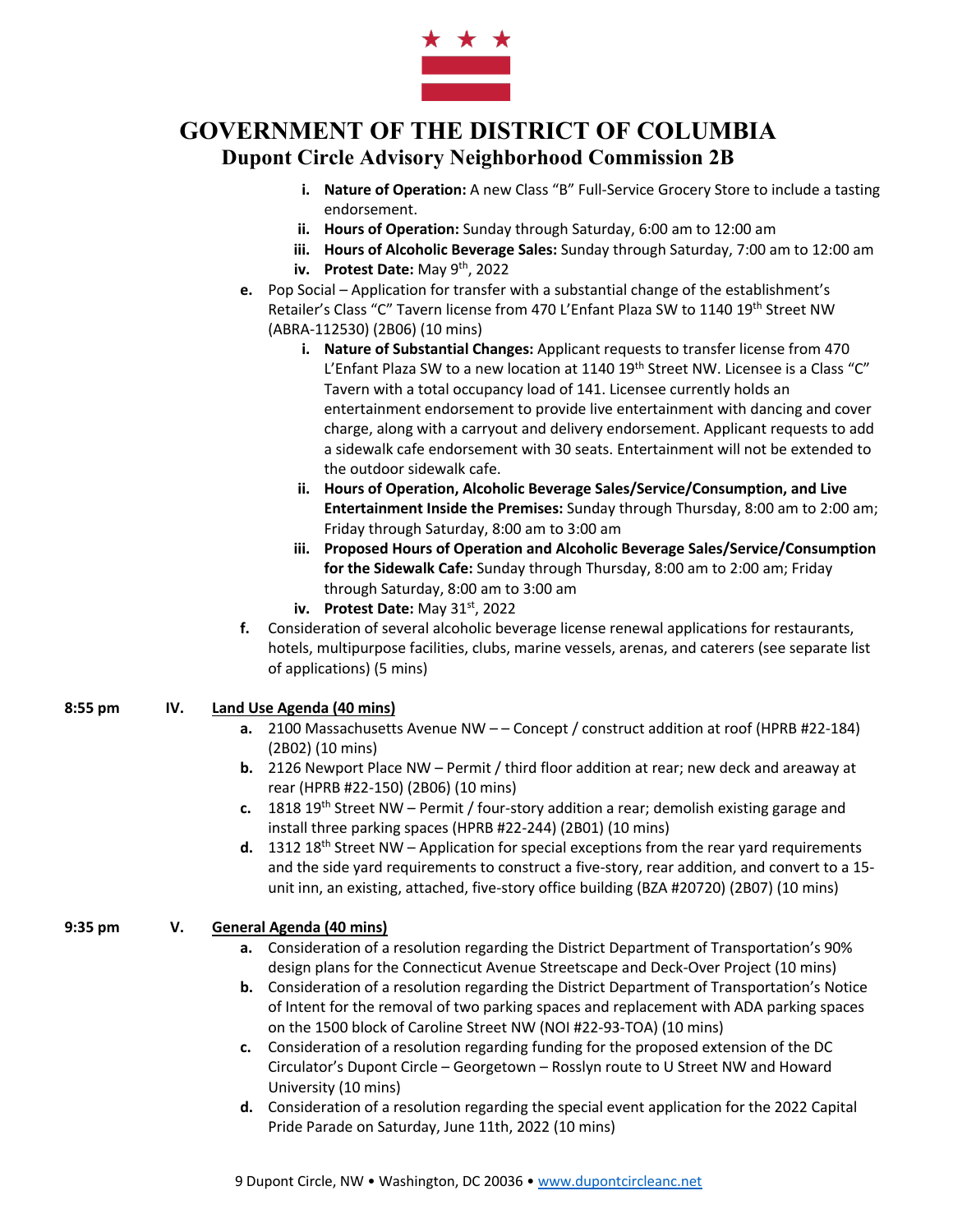# GOVERNMENT OF THE DISTRICT OF COLUMBIA
## Dupont Circle Advisory Neighborhood Commission 2B

i. **Nature of Operation:** A new Class "B" Full-Service Grocery Store to include a tasting endorsement.
ii. **Hours of Operation:** Sunday through Saturday, 6:00 am to 12:00 am
iii. **Hours of Alcoholic Beverage Sales:** Sunday through Saturday, 7:00 am to 12:00 am
iv. **Protest Date:** May 9th, 2022

e. Pop Social – Application for transfer with a substantial change of the establishment's Retailer's Class "C" Tavern license from 470 L'Enfant Plaza SW to 1140 19th Street NW (ABRA-112530) (2B06) (10 mins)

i. **Nature of Substantial Changes:** Applicant requests to transfer license from 470 L'Enfant Plaza SW to a new location at 1140 19th Street NW. Licensee is a Class "C" Tavern with a total occupancy load of 141. Licensee currently holds an entertainment endorsement to provide live entertainment with dancing and cover charge, along with a carryout and delivery endorsement. Applicant requests to add a sidewalk cafe endorsement with 30 seats. Entertainment will not be extended to the outdoor sidewalk cafe.
ii. **Hours of Operation, Alcoholic Beverage Sales/Service/Consumption, and Live Entertainment Inside the Premises:** Sunday through Thursday, 8:00 am to 2:00 am; Friday through Saturday, 8:00 am to 3:00 am
iii. **Proposed Hours of Operation and Alcoholic Beverage Sales/Service/Consumption for the Sidewalk Cafe:** Sunday through Thursday, 8:00 am to 2:00 am; Friday through Saturday, 8:00 am to 3:00 am
iv. **Protest Date:** May 31st, 2022

f. Consideration of several alcoholic beverage license renewal applications for restaurants, hotels, multipurpose facilities, clubs, marine vessels, arenas, and caterers (see separate list of applications) (5 mins)

**8:55 pm** IV. Land Use Agenda (40 mins)

a. 2100 Massachusetts Avenue NW – – Concept / construct addition at roof (HPRB #22-184) (2B02) (10 mins)
b. 2126 Newport Place NW – Permit / third floor addition at rear; new deck and areaway at rear (HPRB #22-150) (2B06) (10 mins)
c. 1818 19th Street NW – Permit / four-story addition a rear; demolish existing garage and install three parking spaces (HPRB #22-244) (2B01) (10 mins)
d. 1312 18th Street NW – Application for special exceptions from the rear yard requirements and the side yard requirements to construct a five-story, rear addition, and convert to a 15-unit inn, an existing, attached, five-story office building (BZA #20720) (2B07) (10 mins)

**9:35 pm** V. General Agenda (40 mins)

a. Consideration of a resolution regarding the District Department of Transportation's 90% design plans for the Connecticut Avenue Streetscape and Deck-Over Project (10 mins)
b. Consideration of a resolution regarding the District Department of Transportation's Notice of Intent for the removal of two parking spaces and replacement with ADA parking spaces on the 1500 block of Caroline Street NW (NOI #22-93-TOA) (10 mins)
c. Consideration of a resolution regarding funding for the proposed extension of the DC Circulator's Dupont Circle – Georgetown – Rosslyn route to U Street NW and Howard University (10 mins)
d. Consideration of a resolution regarding the special event application for the 2022 Capital Pride Parade on Saturday, June 11th, 2022 (10 mins)

9 Dupont Circle, NW • Washington, DC 20036 • www.dupontcircleanc.net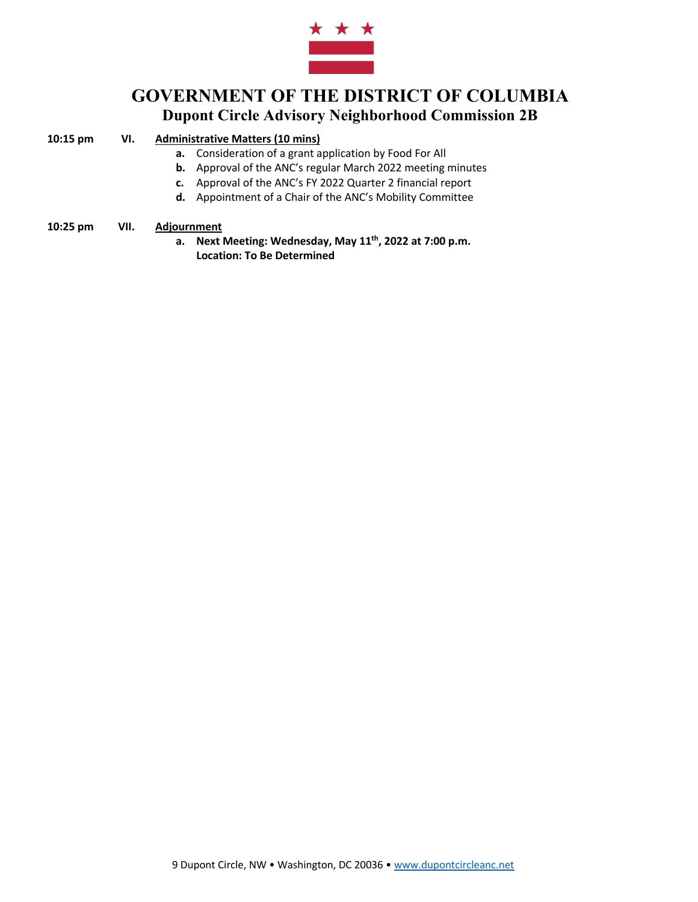# GOVERNMENT OF THE DISTRICT OF COLUMBIA

## Dupont Circle Advisory Neighborhood Commission 2B

**10:15 pm VI. Administrative Matters (10 mins)**

- **a.** Consideration of a grant application by Food For All
- **b.** Approval of the ANC's regular March 2022 meeting minutes
- **c.** Approval of the ANC's FY 2022 Quarter 2 financial report
- **d.** Appointment of a Chair of the ANC's Mobility Committee

**10:25 pm VII. Adjournment**

- **a. Next Meeting: Wednesday, May 11th, 2022 at 7:00 p.m.**
  **Location: To Be Determined**

9 Dupont Circle, NW • Washington, DC 20036 • www.dupontcircleanc.net